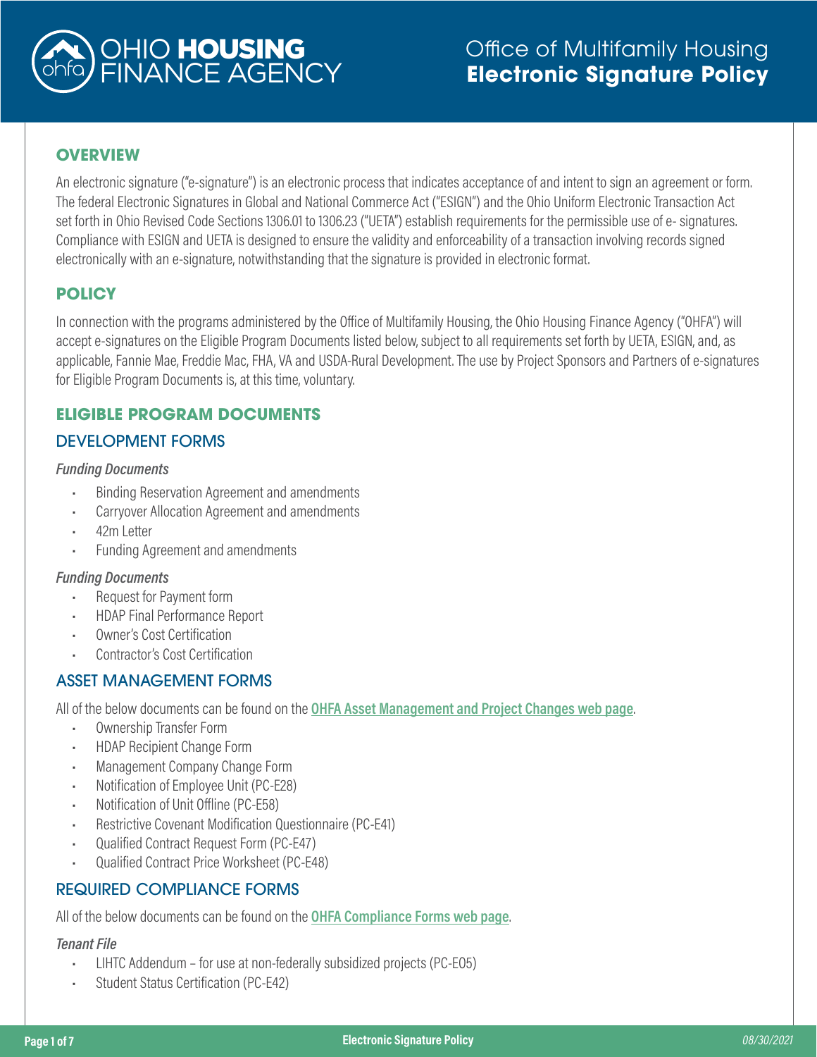# Office of Multifamily Housing
# Electronic Signature Policy

## OVERVIEW

An electronic signature ("e-signature") is an electronic process that indicates acceptance of and intent to sign an agreement or form. The federal Electronic Signatures in Global and National Commerce Act ("ESIGN") and the Ohio Uniform Electronic Transaction Act set forth in Ohio Revised Code Sections 1306.01 to 1306.23 ("UETA") establish requirements for the permissible use of e- signatures. Compliance with ESIGN and UETA is designed to ensure the validity and enforceability of a transaction involving records signed electronically with an e-signature, notwithstanding that the signature is provided in electronic format.

## POLICY

In connection with the programs administered by the Office of Multifamily Housing, the Ohio Housing Finance Agency ("OHFA") will accept e-signatures on the Eligible Program Documents listed below, subject to all requirements set forth by UETA, ESIGN, and, as applicable, Fannie Mae, Freddie Mac, FHA, VA and USDA-Rural Development. The use by Project Sponsors and Partners of e-signatures for Eligible Program Documents is, at this time, voluntary.

## ELIGIBLE PROGRAM DOCUMENTS

### DEVELOPMENT FORMS

*Funding Documents*

- Binding Reservation Agreement and amendments
- Carryover Allocation Agreement and amendments
- 42m Letter
- Funding Agreement and amendments

*Funding Documents*

- Request for Payment form
- HDAP Final Performance Report
- Owner's Cost Certification
- Contractor's Cost Certification

### ASSET MANAGEMENT FORMS

All of the below documents can be found on the **OHFA Asset Management and Project Changes web page**.

- Ownership Transfer Form
- HDAP Recipient Change Form
- Management Company Change Form
- Notification of Employee Unit (PC-E28)
- Notification of Unit Offline (PC-E58)
- Restrictive Covenant Modification Questionnaire (PC-E41)
- Qualified Contract Request Form (PC-E47)
- Qualified Contract Price Worksheet (PC-E48)

### REQUIRED COMPLIANCE FORMS

All of the below documents can be found on the **OHFA Compliance Forms web page**.

*Tenant File*

- LIHTC Addendum – for use at non-federally subsidized projects (PC-E05)
- Student Status Certification (PC-E42)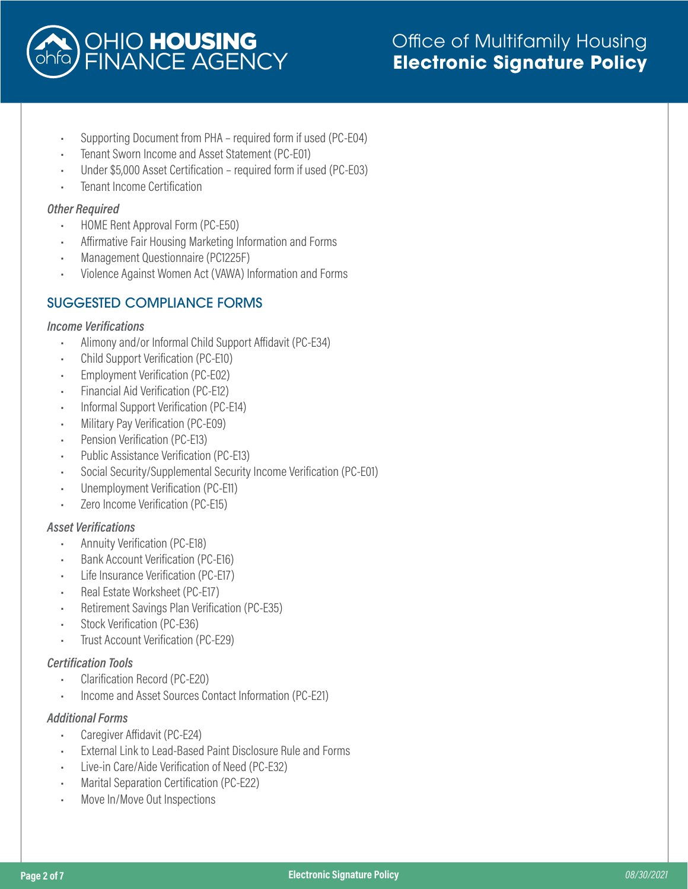- Supporting Document from PHA – required form if used (PC-E04)
- Tenant Sworn Income and Asset Statement (PC-E01)
- Under $5,000 Asset Certification – required form if used (PC-E03)
- Tenant Income Certification

*Other Required*

- HOME Rent Approval Form (PC-E50)
- Affirmative Fair Housing Marketing Information and Forms
- Management Questionnaire (PC1225F)
- Violence Against Women Act (VAWA) Information and Forms

## SUGGESTED COMPLIANCE FORMS

*Income Verifications*

- Alimony and/or Informal Child Support Affidavit (PC-E34)
- Child Support Verification (PC-E10)
- Employment Verification (PC-E02)
- Financial Aid Verification (PC-E12)
- Informal Support Verification (PC-E14)
- Military Pay Verification (PC-E09)
- Pension Verification (PC-E13)
- Public Assistance Verification (PC-E13)
- Social Security/Supplemental Security Income Verification (PC-E01)
- Unemployment Verification (PC-E11)
- Zero Income Verification (PC-E15)

*Asset Verifications*

- Annuity Verification (PC-E18)
- Bank Account Verification (PC-E16)
- Life Insurance Verification (PC-E17)
- Real Estate Worksheet (PC-E17)
- Retirement Savings Plan Verification (PC-E35)
- Stock Verification (PC-E36)
- Trust Account Verification (PC-E29)

*Certification Tools*

- Clarification Record (PC-E20)
- Income and Asset Sources Contact Information (PC-E21)

*Additional Forms*

- Caregiver Affidavit (PC-E24)
- External Link to Lead-Based Paint Disclosure Rule and Forms
- Live-in Care/Aide Verification of Need (PC-E32)
- Marital Separation Certification (PC-E22)
- Move In/Move Out Inspections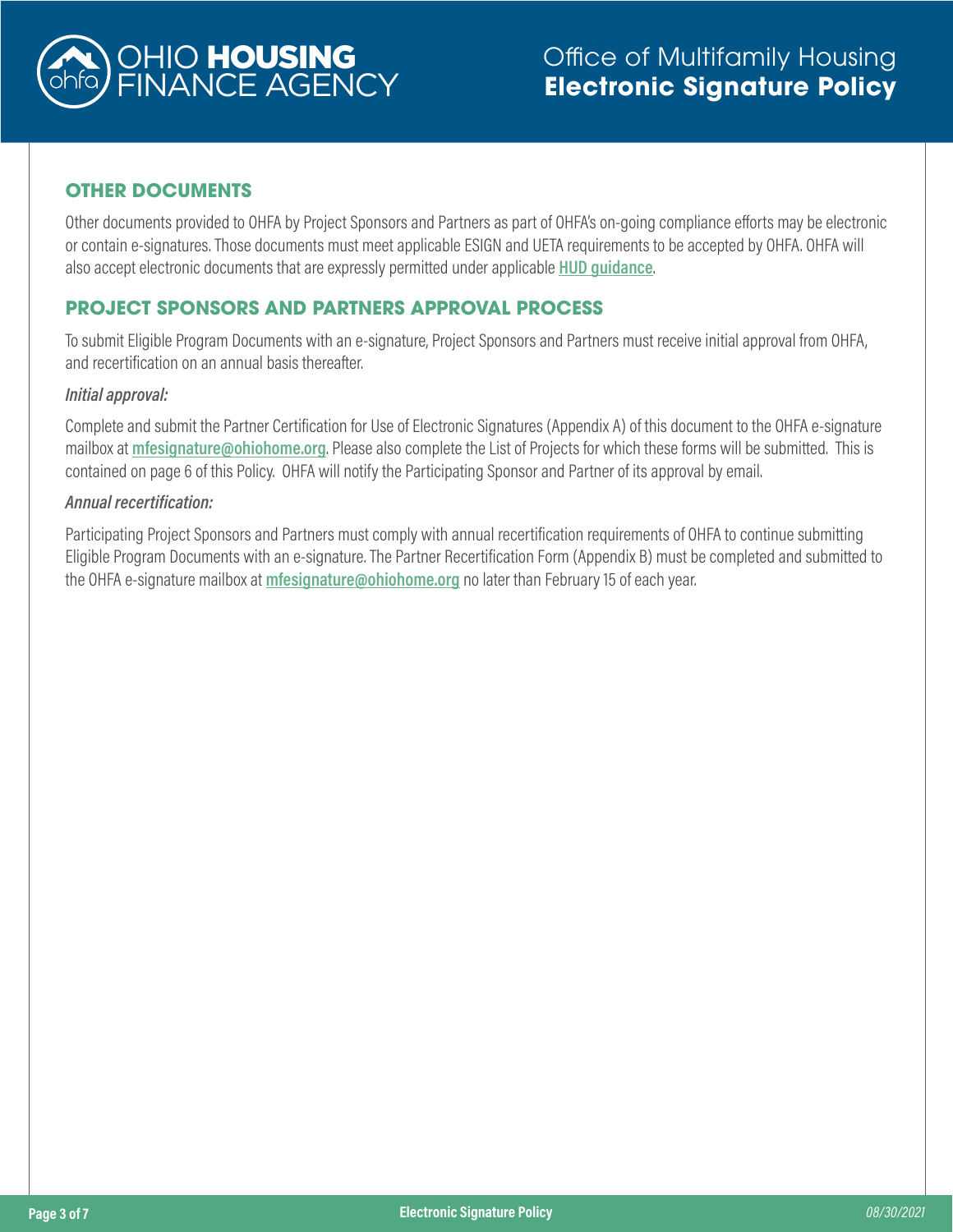## OTHER DOCUMENTS

Other documents provided to OHFA by Project Sponsors and Partners as part of OHFA's on-going compliance efforts may be electronic or contain e-signatures. Those documents must meet applicable ESIGN and UETA requirements to be accepted by OHFA. OHFA will also accept electronic documents that are expressly permitted under applicable **HUD guidance**.

## PROJECT SPONSORS AND PARTNERS APPROVAL PROCESS

To submit Eligible Program Documents with an e-signature, Project Sponsors and Partners must receive initial approval from OHFA, and recertification on an annual basis thereafter.

*Initial approval:*

Complete and submit the Partner Certification for Use of Electronic Signatures (Appendix A) of this document to the OHFA e-signature mailbox at **mfesignature@ohiohome.org**. Please also complete the List of Projects for which these forms will be submitted. This is contained on page 6 of this Policy. OHFA will notify the Participating Sponsor and Partner of its approval by email.

*Annual recertification:*

Participating Project Sponsors and Partners must comply with annual recertification requirements of OHFA to continue submitting Eligible Program Documents with an e-signature. The Partner Recertification Form (Appendix B) must be completed and submitted to the OHFA e-signature mailbox at **mfesignature@ohiohome.org** no later than February 15 of each year.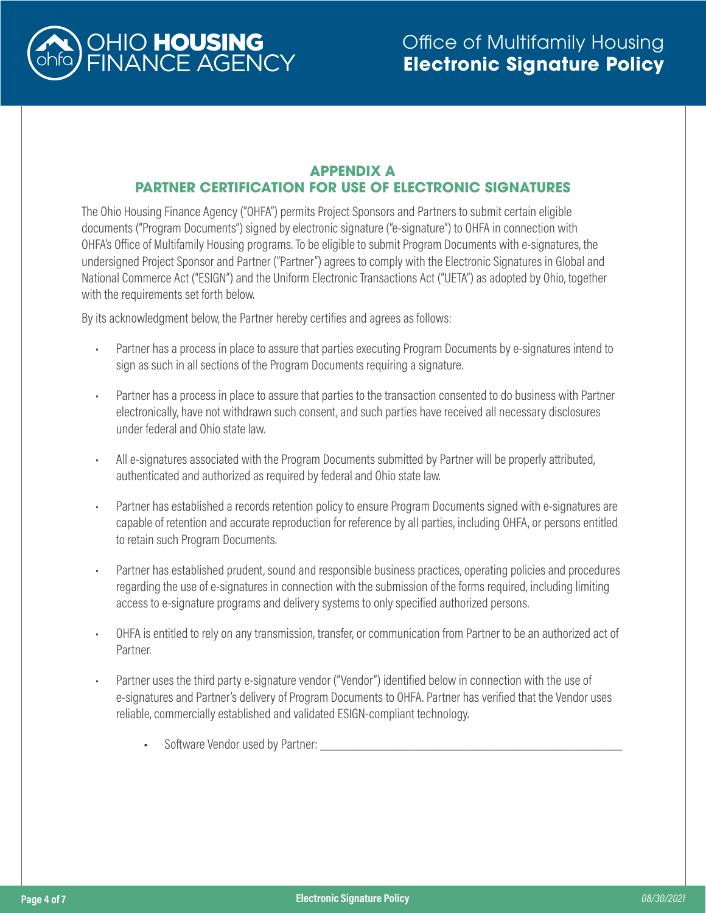## APPENDIX A
## PARTNER CERTIFICATION FOR USE OF ELECTRONIC SIGNATURES

The Ohio Housing Finance Agency ("OHFA") permits Project Sponsors and Partners to submit certain eligible documents ("Program Documents") signed by electronic signature ("e-signature") to OHFA in connection with OHFA's Office of Multifamily Housing programs. To be eligible to submit Program Documents with e-signatures, the undersigned Project Sponsor and Partner ("Partner") agrees to comply with the Electronic Signatures in Global and National Commerce Act ("ESIGN") and the Uniform Electronic Transactions Act ("UETA") as adopted by Ohio, together with the requirements set forth below.

By its acknowledgment below, the Partner hereby certifies and agrees as follows:

- Partner has a process in place to assure that parties executing Program Documents by e-signatures intend to sign as such in all sections of the Program Documents requiring a signature.
- Partner has a process in place to assure that parties to the transaction consented to do business with Partner electronically, have not withdrawn such consent, and such parties have received all necessary disclosures under federal and Ohio state law.
- All e-signatures associated with the Program Documents submitted by Partner will be properly attributed, authenticated and authorized as required by federal and Ohio state law.
- Partner has established a records retention policy to ensure Program Documents signed with e-signatures are capable of retention and accurate reproduction for reference by all parties, including OHFA, or persons entitled to retain such Program Documents.
- Partner has established prudent, sound and responsible business practices, operating policies and procedures regarding the use of e-signatures in connection with the submission of the forms required, including limiting access to e-signature programs and delivery systems to only specified authorized persons.
- OHFA is entitled to rely on any transmission, transfer, or communication from Partner to be an authorized act of Partner.
- Partner uses the third party e-signature vendor ("Vendor") identified below in connection with the use of e-signatures and Partner's delivery of Program Documents to OHFA. Partner has verified that the Vendor uses reliable, commercially established and validated ESIGN-compliant technology.
  - Software Vendor used by Partner: ______________________________________________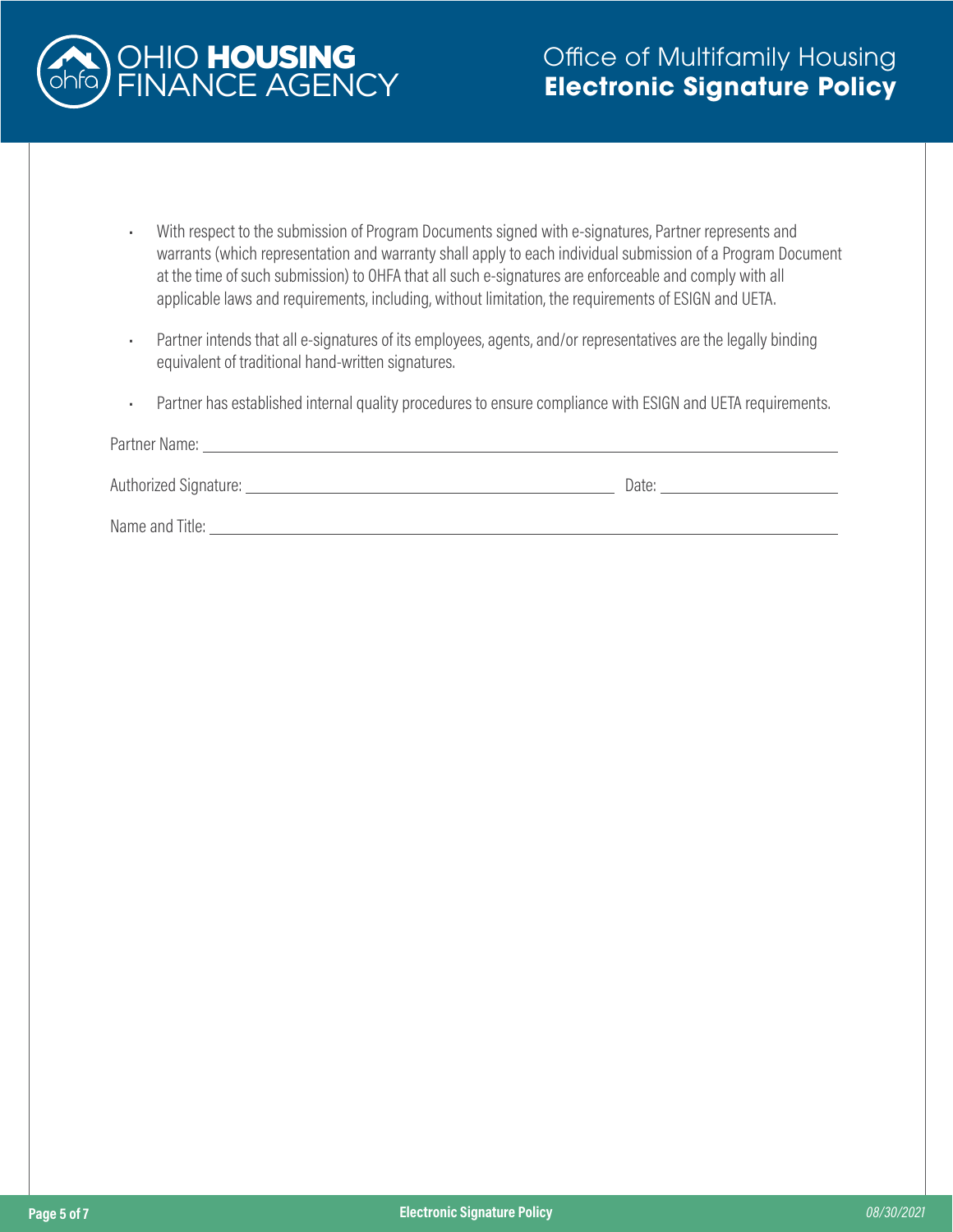- With respect to the submission of Program Documents signed with e-signatures, Partner represents and warrants (which representation and warranty shall apply to each individual submission of a Program Document at the time of such submission) to OHFA that all such e-signatures are enforceable and comply with all applicable laws and requirements, including, without limitation, the requirements of ESIGN and UETA.

- Partner intends that all e-signatures of its employees, agents, and/or representatives are the legally binding equivalent of traditional hand-written signatures.

- Partner has established internal quality procedures to ensure compliance with ESIGN and UETA requirements.

Partner Name: ______________________________________________

Authorized Signature: ______________________________ Date: ______________

Name and Title: ______________________________________________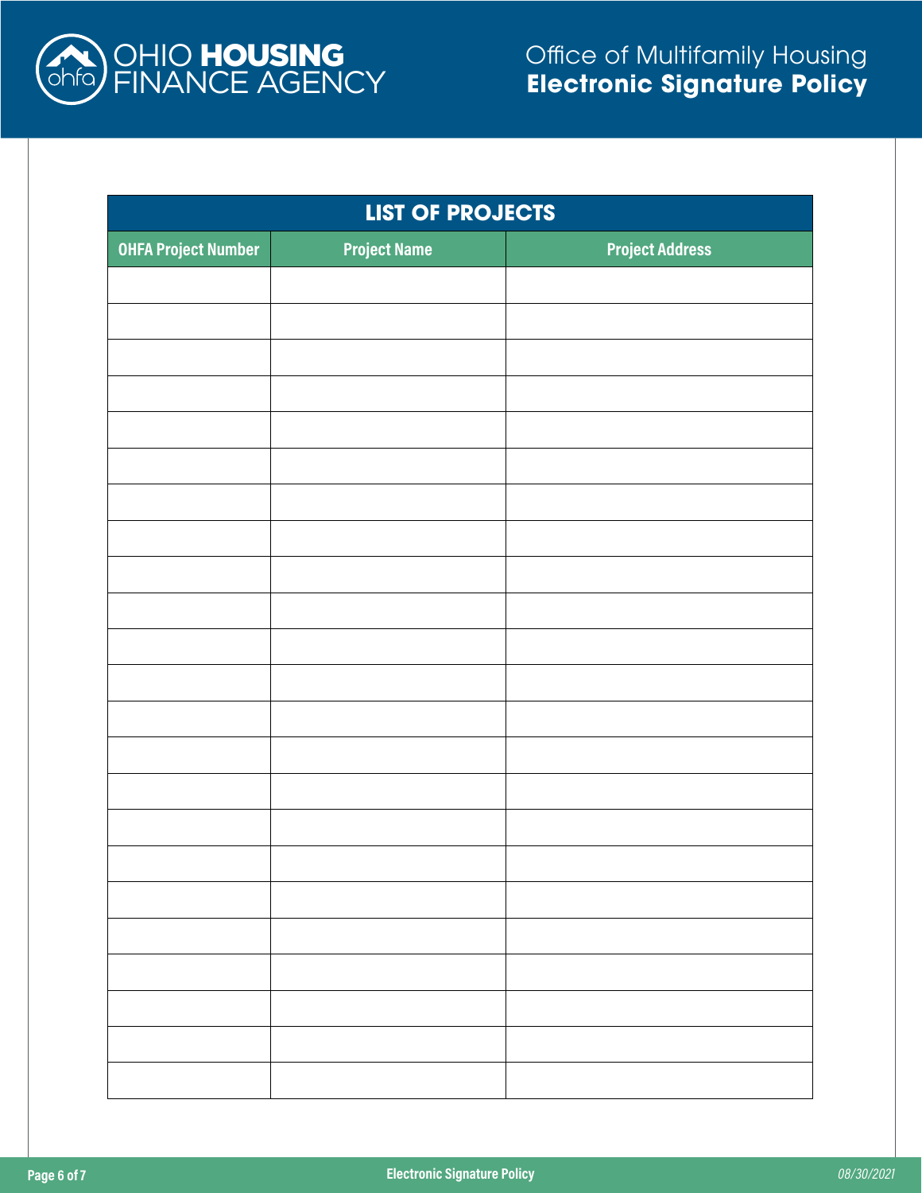| LIST OF PROJECTS | | |
|---|---|---|
| OHFA Project Number | Project Name | Project Address |
| | | |
| | | |
| | | |
| | | |
| | | |
| | | |
| | | |
| | | |
| | | |
| | | |
| | | |
| | | |
| | | |
| | | |
| | | |
| | | |
| | | |
| | | |
| | | |
| | | |
| | | |
| | | |
| | | |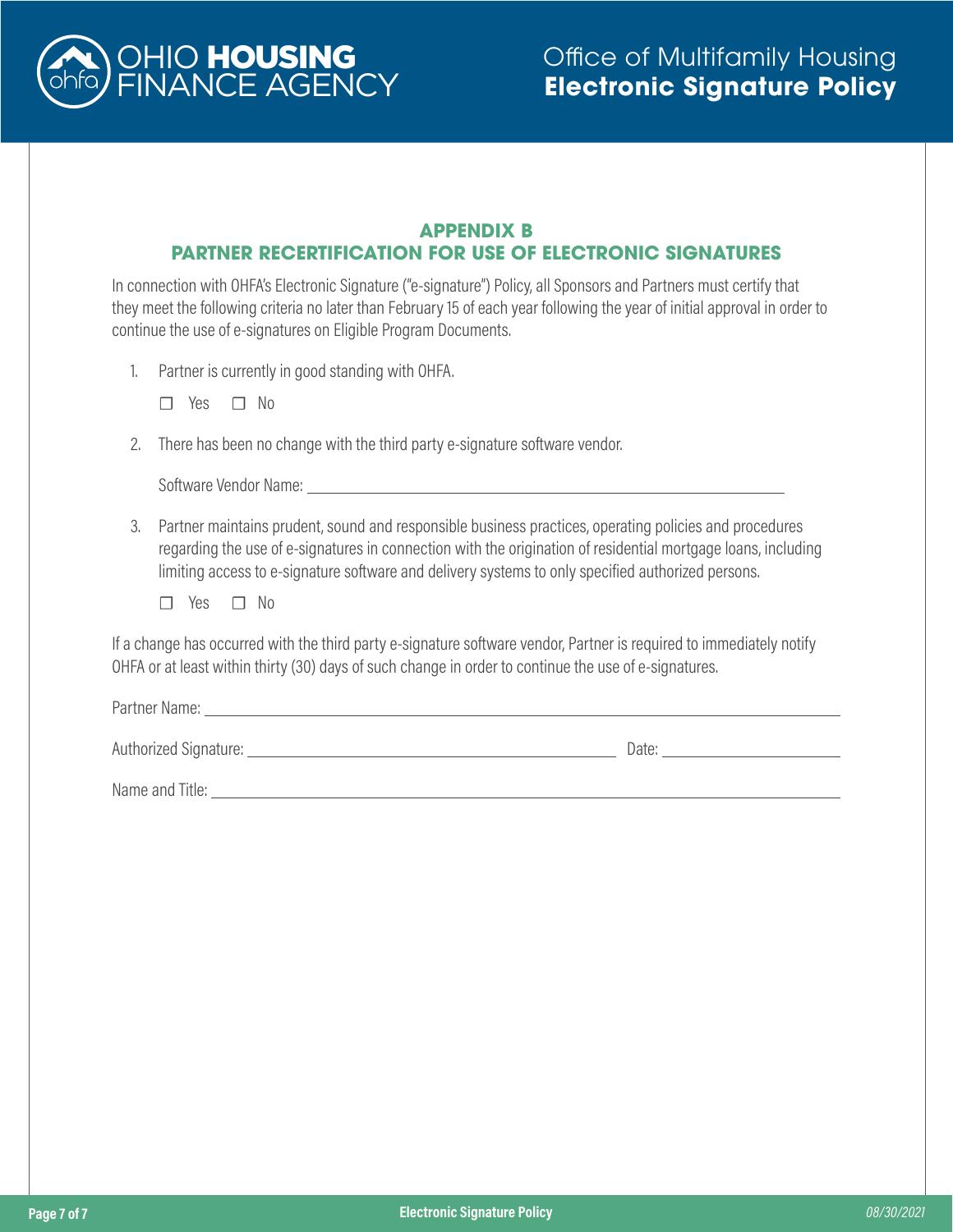## APPENDIX B
## PARTNER RECERTIFICATION FOR USE OF ELECTRONIC SIGNATURES

In connection with OHFA's Electronic Signature ("e-signature") Policy, all Sponsors and Partners must certify that they meet the following criteria no later than February 15 of each year following the year of initial approval in order to continue the use of e-signatures on Eligible Program Documents.

1. Partner is currently in good standing with OHFA.

   ☐ Yes ☐ No

2. There has been no change with the third party e-signature software vendor.

   Software Vendor Name: ______________________________

3. Partner maintains prudent, sound and responsible business practices, operating policies and procedures regarding the use of e-signatures in connection with the origination of residential mortgage loans, including limiting access to e-signature software and delivery systems to only specified authorized persons.

   ☐ Yes ☐ No

If a change has occurred with the third party e-signature software vendor, Partner is required to immediately notify OHFA or at least within thirty (30) days of such change in order to continue the use of e-signatures.

Partner Name: ______________________________

Authorized Signature: ______________________________ Date: ______________

Name and Title: ______________________________